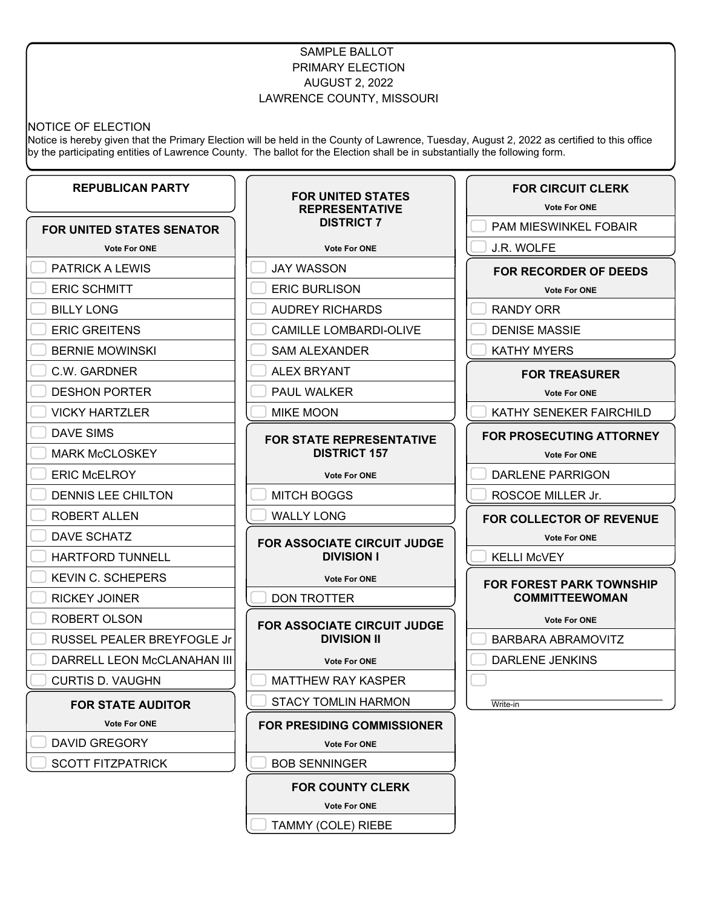# SAMPLE BALLOT
# PRIMARY ELECTION
# AUGUST 2, 2022
# LAWRENCE COUNTY, MISSOURI

NOTICE OF ELECTION

Notice is hereby given that the Primary Election will be held in the County of Lawrence, Tuesday, August 2, 2022 as certified to this office by the participating entities of Lawrence County. The ballot for the Election shall be in substantially the following form.

## REPUBLICAN PARTY

### FOR UNITED STATES SENATOR

**Vote For ONE**

- PATRICK A LEWIS
- ERIC SCHMITT
- BILLY LONG
- ERIC GREITENS
- BERNIE MOWINSKI
- C.W. GARDNER
- DESHON PORTER
- VICKY HARTZLER
- DAVE SIMS
- MARK McCLOSKEY
- ERIC McELROY
- DENNIS LEE CHILTON
- ROBERT ALLEN
- DAVE SCHATZ
- HARTFORD TUNNELL
- KEVIN C. SCHEPERS
- RICKEY JOINER
- ROBERT OLSON
- RUSSEL PEALER BREYFOGLE Jr
- DARRELL LEON McCLANAHAN III
- CURTIS D. VAUGHN

### FOR STATE AUDITOR

**Vote For ONE**

- DAVID GREGORY
- SCOTT FITZPATRICK

### FOR UNITED STATES REPRESENTATIVE DISTRICT 7

**Vote For ONE**

- JAY WASSON
- ERIC BURLISON
- AUDREY RICHARDS
- CAMILLE LOMBARDI-OLIVE
- SAM ALEXANDER
- ALEX BRYANT
- PAUL WALKER
- MIKE MOON

### FOR STATE REPRESENTATIVE DISTRICT 157

**Vote For ONE**

- MITCH BOGGS
- WALLY LONG

### FOR ASSOCIATE CIRCUIT JUDGE DIVISION I

**Vote For ONE**

- DON TROTTER

### FOR ASSOCIATE CIRCUIT JUDGE DIVISION II

**Vote For ONE**

- MATTHEW RAY KASPER
- STACY TOMLIN HARMON

### FOR PRESIDING COMMISSIONER

**Vote For ONE**

- BOB SENNINGER

### FOR COUNTY CLERK

**Vote For ONE**

- TAMMY (COLE) RIEBE

### FOR CIRCUIT CLERK

**Vote For ONE**

- PAM MIESWINKEL FOBAIR
- J.R. WOLFE

### FOR RECORDER OF DEEDS

**Vote For ONE**

- RANDY ORR
- DENISE MASSIE
- KATHY MYERS

### FOR TREASURER

**Vote For ONE**

- KATHY SENEKER FAIRCHILD

### FOR PROSECUTING ATTORNEY

**Vote For ONE**

- DARLENE PARRIGON
- ROSCOE MILLER Jr.

### FOR COLLECTOR OF REVENUE

**Vote For ONE**

- KELLI McVEY

### FOR FOREST PARK TOWNSHIP COMMITTEEWOMAN

**Vote For ONE**

- BARBARA ABRAMOVITZ
- DARLENE JENKINS
- ____________ Write-in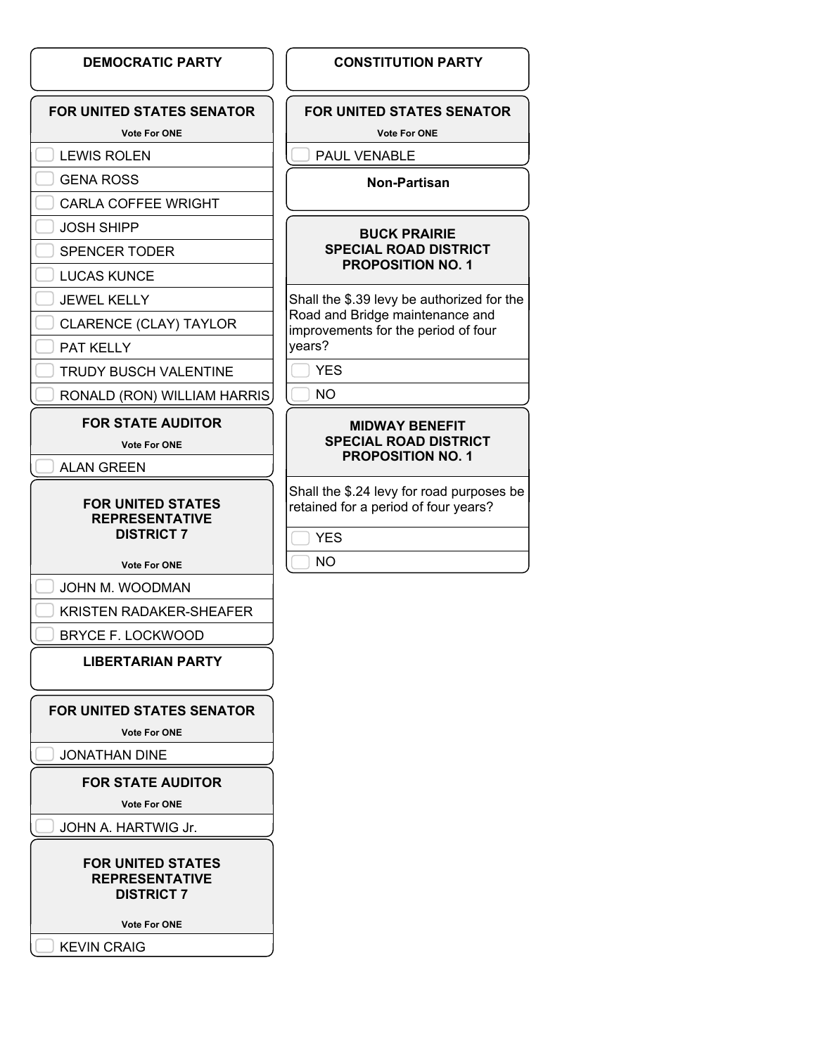## DEMOCRATIC PARTY

### FOR UNITED STATES SENATOR

Vote For ONE

- LEWIS ROLEN
- GENA ROSS
- CARLA COFFEE WRIGHT
- JOSH SHIPP
- SPENCER TODER
- LUCAS KUNCE
- JEWEL KELLY
- CLARENCE (CLAY) TAYLOR
- PAT KELLY
- TRUDY BUSCH VALENTINE
- RONALD (RON) WILLIAM HARRIS

### FOR STATE AUDITOR

Vote For ONE

- ALAN GREEN

### FOR UNITED STATES REPRESENTATIVE DISTRICT 7

Vote For ONE

- JOHN M. WOODMAN
- KRISTEN RADAKER-SHEAFER
- BRYCE F. LOCKWOOD

## LIBERTARIAN PARTY

### FOR UNITED STATES SENATOR

Vote For ONE

- JONATHAN DINE

### FOR STATE AUDITOR

Vote For ONE

- JOHN A. HARTWIG Jr.

### FOR UNITED STATES REPRESENTATIVE DISTRICT 7

Vote For ONE

- KEVIN CRAIG

## CONSTITUTION PARTY

### FOR UNITED STATES SENATOR

Vote For ONE

- PAUL VENABLE

## Non-Partisan

### BUCK PRAIRIE SPECIAL ROAD DISTRICT PROPOSITION NO. 1

Shall the $.39 levy be authorized for the Road and Bridge maintenance and improvements for the period of four years?

- YES
- NO

### MIDWAY BENEFIT SPECIAL ROAD DISTRICT PROPOSITION NO. 1

Shall the $.24 levy for road purposes be retained for a period of four years?

- YES
- NO